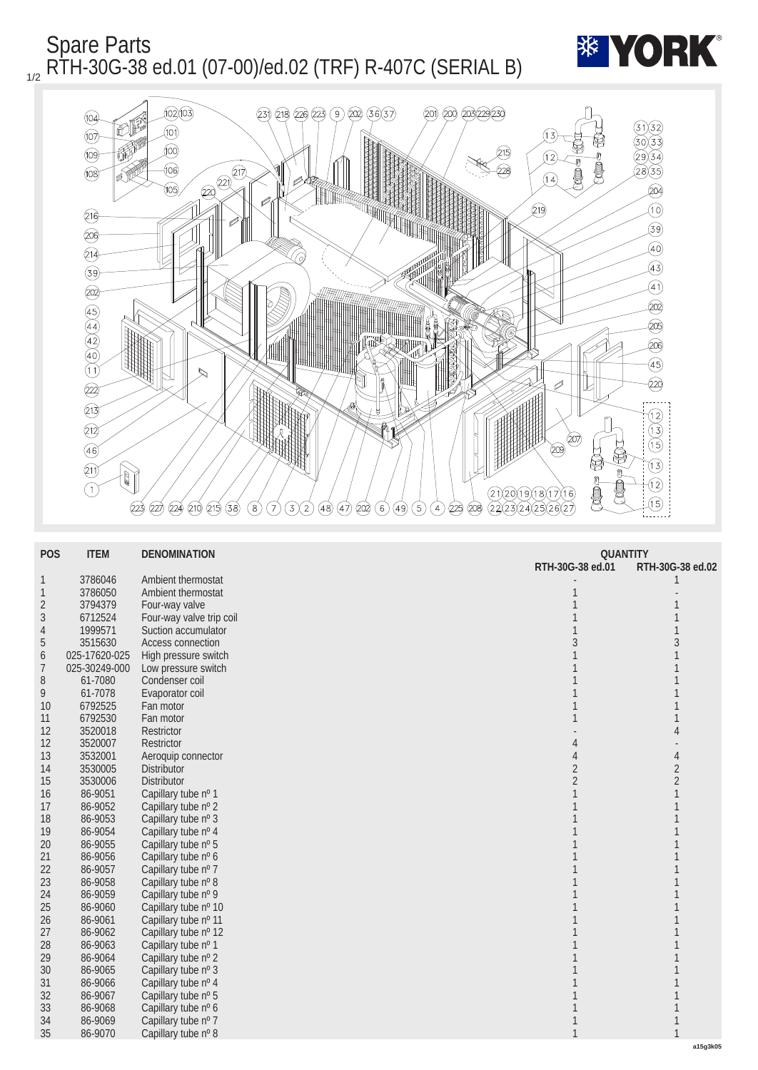# Spare Parts

## RTH-30G-38 ed.01 (07-00)/ed.02 (TRF) R-407C (SERIAL B)

| POS | ITEM | DENOMINATION | QUANTITY RTH-30G-38 ed.01 | QUANTITY RTH-30G-38 ed.02 |
|---|---|---|---|---|
| 1 | 3786046 | Ambient thermostat | - | 1 |
| 1 | 3786050 | Ambient thermostat | 1 | - |
| 2 | 3794379 | Four-way valve | 1 | 1 |
| 3 | 6712524 | Four-way valve trip coil | 1 | 1 |
| 4 | 1999571 | Suction accumulator | 1 | 1 |
| 5 | 3515630 | Access connection | 3 | 3 |
| 6 | 025-17620-025 | High pressure switch | 1 | 1 |
| 7 | 025-30249-000 | Low pressure switch | 1 | 1 |
| 8 | 61-7080 | Condenser coil | 1 | 1 |
| 9 | 61-7078 | Evaporator coil | 1 | 1 |
| 10 | 6792525 | Fan motor | 1 | 1 |
| 11 | 6792530 | Fan motor | 1 | 1 |
| 12 | 3520018 | Restrictor | - | 4 |
| 12 | 3520007 | Restrictor | 4 | - |
| 13 | 3532001 | Aeroquip connector | 4 | 4 |
| 14 | 3530005 | Distributor | 2 | 2 |
| 15 | 3530006 | Distributor | 2 | 2 |
| 16 | 86-9051 | Capillary tube nº 1 | 1 | 1 |
| 17 | 86-9052 | Capillary tube nº 2 | 1 | 1 |
| 18 | 86-9053 | Capillary tube nº 3 | 1 | 1 |
| 19 | 86-9054 | Capillary tube nº 4 | 1 | 1 |
| 20 | 86-9055 | Capillary tube nº 5 | 1 | 1 |
| 21 | 86-9056 | Capillary tube nº 6 | 1 | 1 |
| 22 | 86-9057 | Capillary tube nº 7 | 1 | 1 |
| 23 | 86-9058 | Capillary tube nº 8 | 1 | 1 |
| 24 | 86-9059 | Capillary tube nº 9 | 1 | 1 |
| 25 | 86-9060 | Capillary tube nº 10 | 1 | 1 |
| 26 | 86-9061 | Capillary tube nº 11 | 1 | 1 |
| 27 | 86-9062 | Capillary tube nº 12 | 1 | 1 |
| 28 | 86-9063 | Capillary tube nº 1 | 1 | 1 |
| 29 | 86-9064 | Capillary tube nº 2 | 1 | 1 |
| 30 | 86-9065 | Capillary tube nº 3 | 1 | 1 |
| 31 | 86-9066 | Capillary tube nº 4 | 1 | 1 |
| 32 | 86-9067 | Capillary tube nº 5 | 1 | 1 |
| 33 | 86-9068 | Capillary tube nº 6 | 1 | 1 |
| 34 | 86-9069 | Capillary tube nº 7 | 1 | 1 |
| 35 | 86-9070 | Capillary tube nº 8 | 1 | 1 |

a15g3k05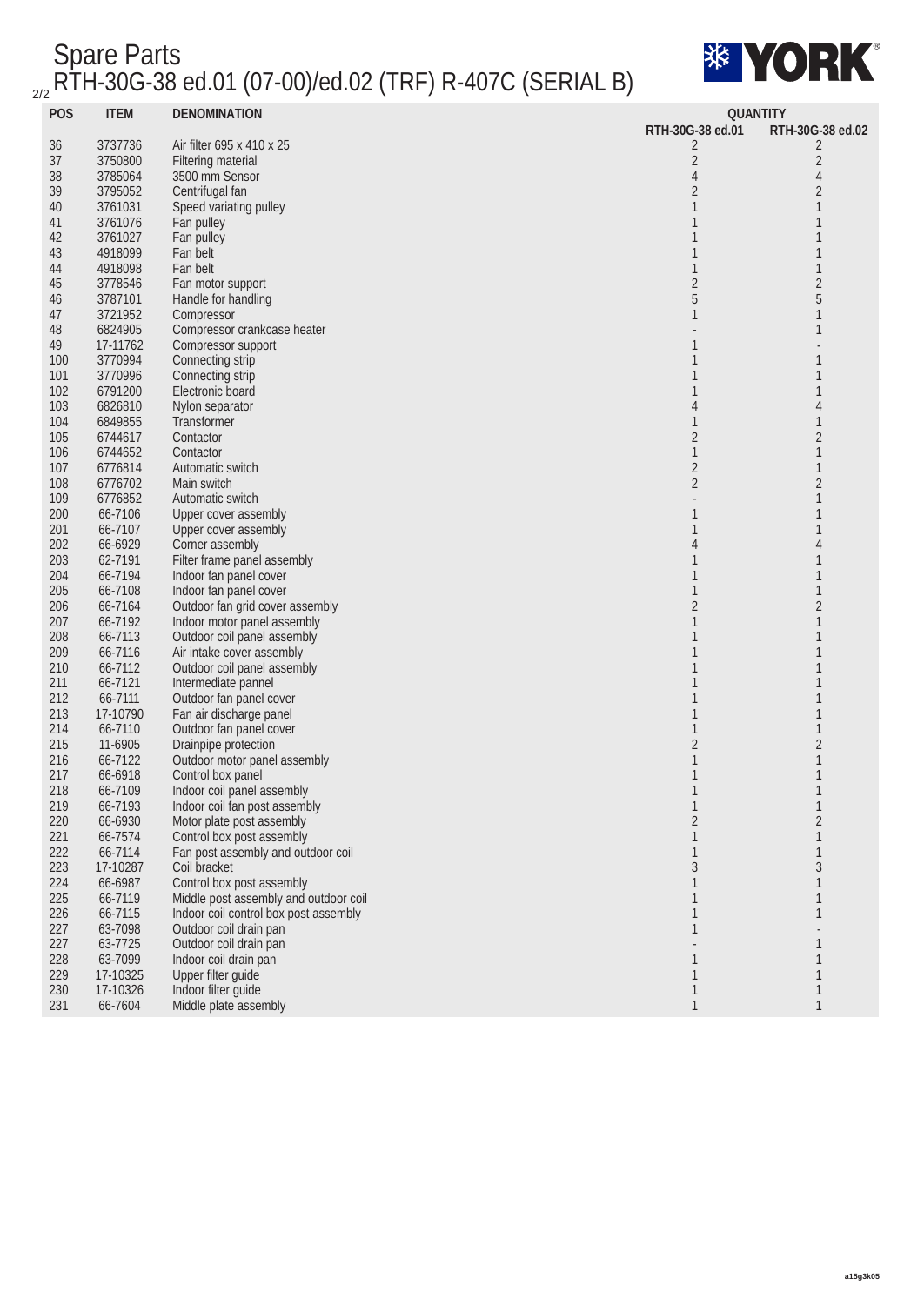# Spare Parts

## RTH-30G-38 ed.01 (07-00)/ed.02 (TRF) R-407C (SERIAL B)

| POS | ITEM | DENOMINATION | QUANTITY | |
|---|---|---|---|---|
| | | | RTH-30G-38 ed.01 | RTH-30G-38 ed.02 |
| 36 | 3737736 | Air filter 695 x 410 x 25 | 2 | 2 |
| 37 | 3750800 | Filtering material | 2 | 2 |
| 38 | 3785064 | 3500 mm Sensor | 4 | 4 |
| 39 | 3795052 | Centrifugal fan | 2 | 2 |
| 40 | 3761031 | Speed variating pulley | 1 | 1 |
| 41 | 3761076 | Fan pulley | 1 | 1 |
| 42 | 3761027 | Fan pulley | 1 | 1 |
| 43 | 4918099 | Fan belt | 1 | 1 |
| 44 | 4918098 | Fan belt | 1 | 1 |
| 45 | 3778546 | Fan motor support | 2 | 2 |
| 46 | 3787101 | Handle for handling | 5 | 5 |
| 47 | 3721952 | Compressor | 1 | 1 |
| 48 | 6824905 | Compressor crankcase heater | - | 1 |
| 49 | 17-11762 | Compressor support | 1 | - |
| 100 | 3770994 | Connecting strip | 1 | 1 |
| 101 | 3770996 | Connecting strip | 1 | 1 |
| 102 | 6791200 | Electronic board | 1 | 1 |
| 103 | 6826810 | Nylon separator | 4 | 4 |
| 104 | 6849855 | Transformer | 1 | 1 |
| 105 | 6744617 | Contactor | 2 | 2 |
| 106 | 6744652 | Contactor | 1 | 1 |
| 107 | 6776814 | Automatic switch | 2 | 1 |
| 108 | 6776702 | Main switch | 2 | 2 |
| 109 | 6776852 | Automatic switch | - | 1 |
| 200 | 66-7106 | Upper cover assembly | 1 | 1 |
| 201 | 66-7107 | Upper cover assembly | 1 | 1 |
| 202 | 66-6929 | Corner assembly | 4 | 4 |
| 203 | 62-7191 | Filter frame panel assembly | 1 | 1 |
| 204 | 66-7194 | Indoor fan panel cover | 1 | 1 |
| 205 | 66-7108 | Indoor fan panel cover | 1 | 1 |
| 206 | 66-7164 | Outdoor fan grid cover assembly | 2 | 2 |
| 207 | 66-7192 | Indoor motor panel assembly | 1 | 1 |
| 208 | 66-7113 | Outdoor coil panel assembly | 1 | 1 |
| 209 | 66-7116 | Air intake cover assembly | 1 | 1 |
| 210 | 66-7112 | Outdoor coil panel assembly | 1 | 1 |
| 211 | 66-7121 | Intermediate pannel | 1 | 1 |
| 212 | 66-7111 | Outdoor fan panel cover | 1 | 1 |
| 213 | 17-10790 | Fan air discharge panel | 1 | 1 |
| 214 | 66-7110 | Outdoor fan panel cover | 1 | 1 |
| 215 | 11-6905 | Drainpipe protection | 2 | 2 |
| 216 | 66-7122 | Outdoor motor panel assembly | 1 | 1 |
| 217 | 66-6918 | Control box panel | 1 | 1 |
| 218 | 66-7109 | Indoor coil panel assembly | 1 | 1 |
| 219 | 66-7193 | Indoor coil fan post assembly | 1 | 1 |
| 220 | 66-6930 | Motor plate post assembly | 2 | 2 |
| 221 | 66-7574 | Control box post assembly | 1 | 1 |
| 222 | 66-7114 | Fan post assembly and outdoor coil | 1 | 1 |
| 223 | 17-10287 | Coil bracket | 3 | 3 |
| 224 | 66-6987 | Control box post assembly | 1 | 1 |
| 225 | 66-7119 | Middle post assembly and outdoor coil | 1 | 1 |
| 226 | 66-7115 | Indoor coil control box post assembly | 1 | 1 |
| 227 | 63-7098 | Outdoor coil drain pan | 1 | - |
| 227 | 63-7725 | Outdoor coil drain pan | - | 1 |
| 228 | 63-7099 | Indoor coil drain pan | 1 | 1 |
| 229 | 17-10325 | Upper filter guide | 1 | 1 |
| 230 | 17-10326 | Indoor filter guide | 1 | 1 |
| 231 | 66-7604 | Middle plate assembly | 1 | 1 |

a15g3k05